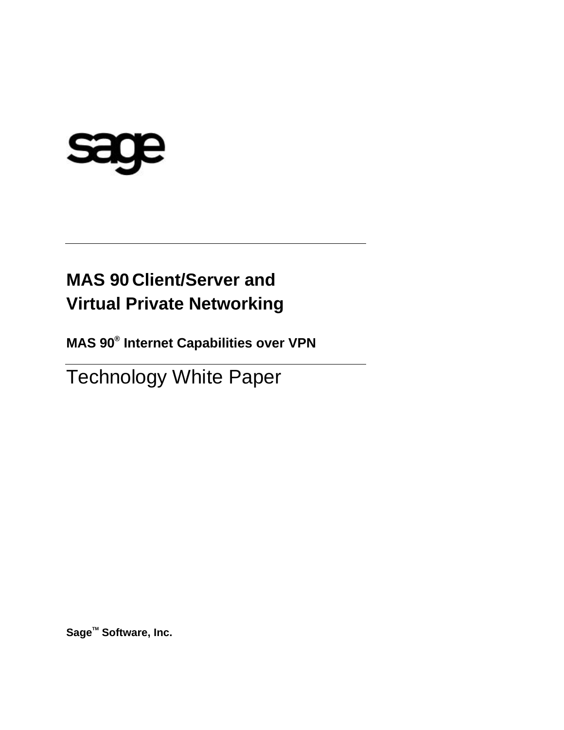sage

# MAS 90 Client/Server and Virtual Private Networking

### MAS 90® Internet Capabilities over VPN

## Technology White Paper

**Sage™ Software, Inc.**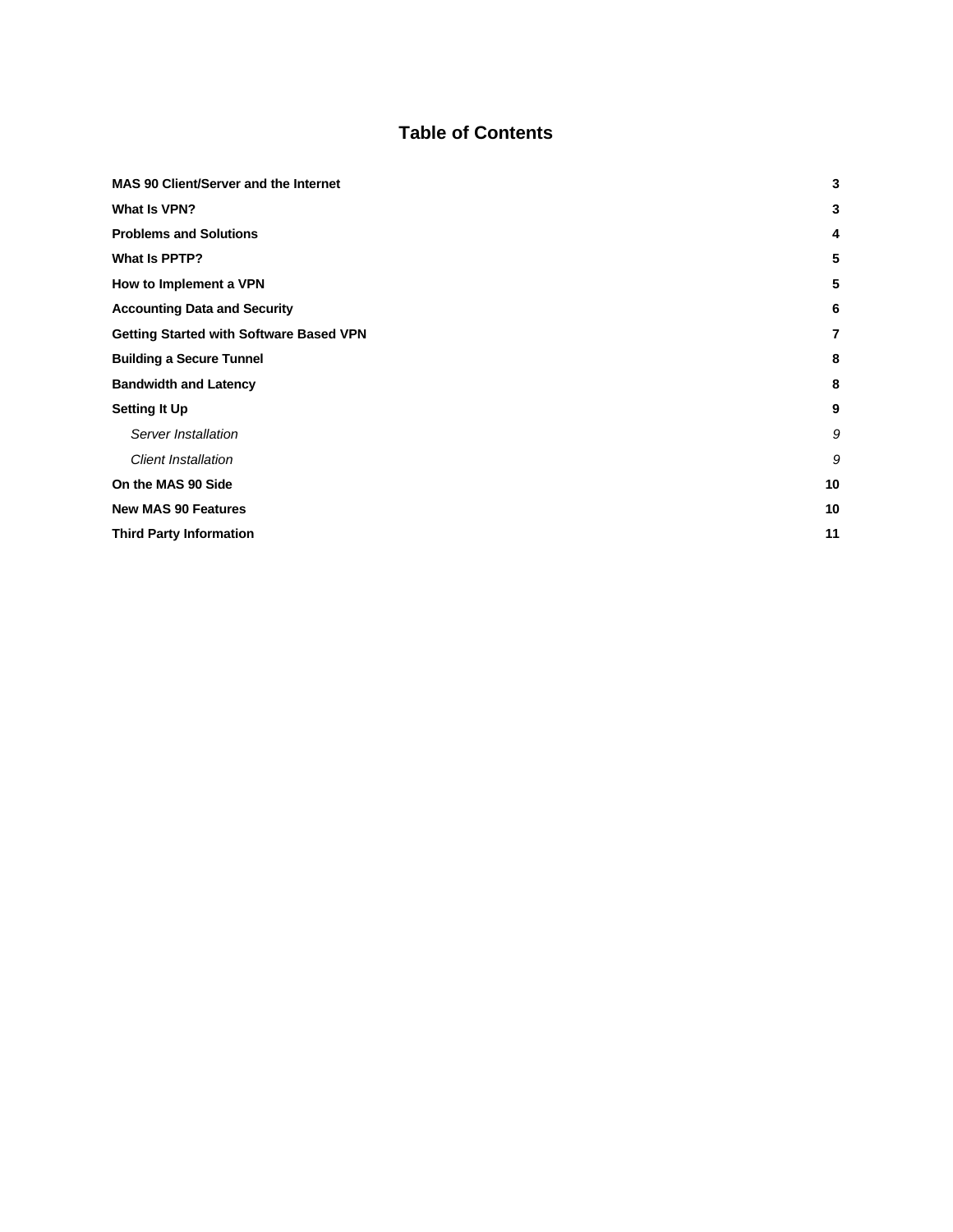# Table of Contents

| | |
|---|---|
| **MAS 90 Client/Server and the Internet** | **3** |
| **What Is VPN?** | **3** |
| **Problems and Solutions** | **4** |
| **What Is PPTP?** | **5** |
| **How to Implement a VPN** | **5** |
| **Accounting Data and Security** | **6** |
| **Getting Started with Software Based VPN** | **7** |
| **Building a Secure Tunnel** | **8** |
| **Bandwidth and Latency** | **8** |
| **Setting It Up** | **9** |
| *Server Installation* | *9* |
| *Client Installation* | *9* |
| **On the MAS 90 Side** | **10** |
| **New MAS 90 Features** | **10** |
| **Third Party Information** | **11** |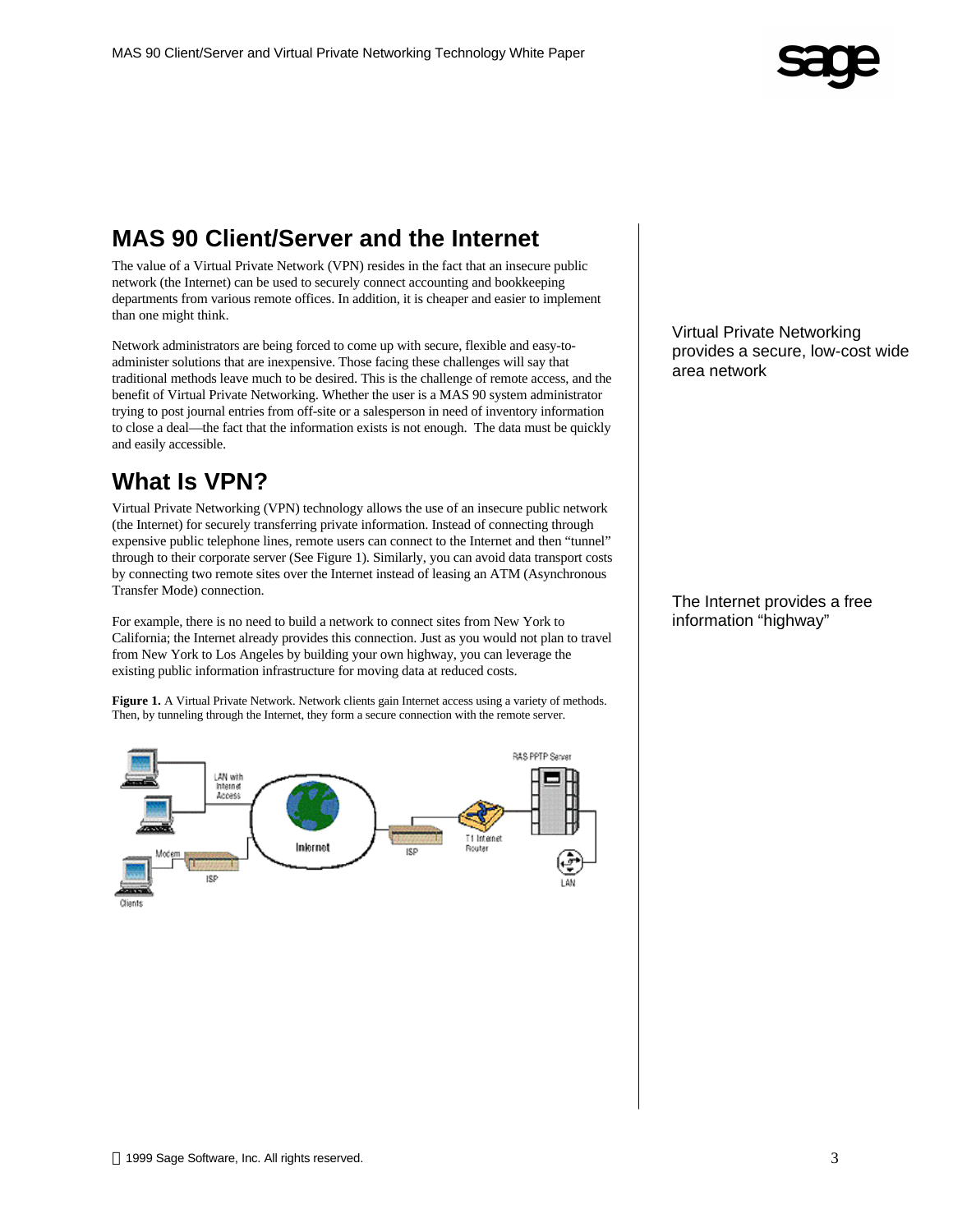## MAS 90 Client/Server and the Internet

The value of a Virtual Private Network (VPN) resides in the fact that an insecure public network (the Internet) can be used to securely connect accounting and bookkeeping departments from various remote offices. In addition, it is cheaper and easier to implement than one might think.

Virtual Private Networking provides a secure, low-cost wide area network

Network administrators are being forced to come up with secure, flexible and easy-to-administer solutions that are inexpensive. Those facing these challenges will say that traditional methods leave much to be desired. This is the challenge of remote access, and the benefit of Virtual Private Networking. Whether the user is a MAS 90 system administrator trying to post journal entries from off-site or a salesperson in need of inventory information to close a deal—the fact that the information exists is not enough. The data must be quickly and easily accessible.

## What Is VPN?

Virtual Private Networking (VPN) technology allows the use of an insecure public network (the Internet) for securely transferring private information. Instead of connecting through expensive public telephone lines, remote users can connect to the Internet and then “tunnel” through to their corporate server (See Figure 1). Similarly, you can avoid data transport costs by connecting two remote sites over the Internet instead of leasing an ATM (Asynchronous Transfer Mode) connection.

The Internet provides a free information “highway”

For example, there is no need to build a network to connect sites from New York to California; the Internet already provides this connection. Just as you would not plan to travel from New York to Los Angeles by building your own highway, you can leverage the existing public information infrastructure for moving data at reduced costs.

**Figure 1.** A Virtual Private Network. Network clients gain Internet access using a variety of methods. Then, by tunneling through the Internet, they form a secure connection with the remote server.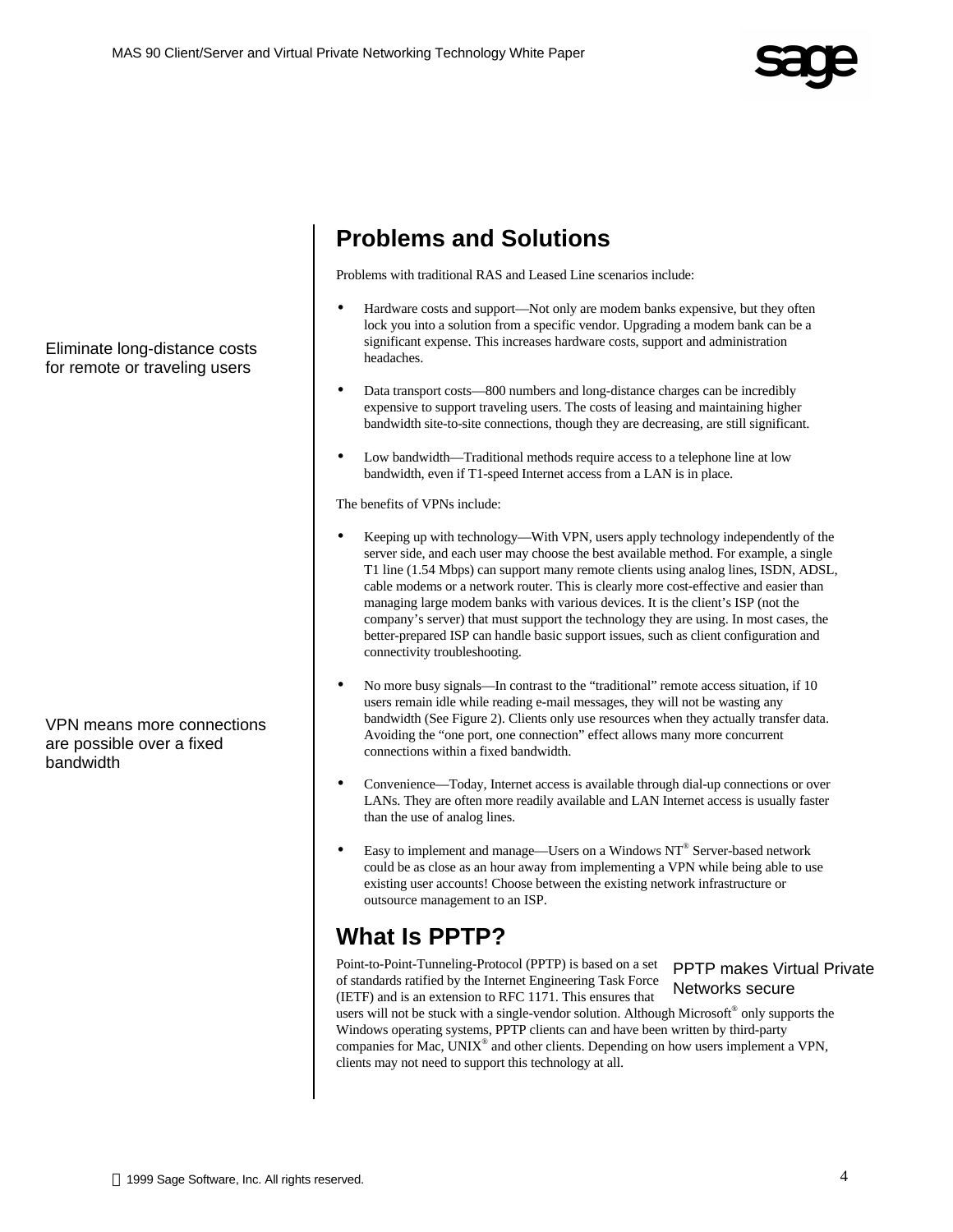## Problems and Solutions

Problems with traditional RAS and Leased Line scenarios include:

Eliminate long-distance costs for remote or traveling users

- Hardware costs and support—Not only are modem banks expensive, but they often lock you into a solution from a specific vendor. Upgrading a modem bank can be a significant expense. This increases hardware costs, support and administration headaches.
- Data transport costs—800 numbers and long-distance charges can be incredibly expensive to support traveling users. The costs of leasing and maintaining higher bandwidth site-to-site connections, though they are decreasing, are still significant.
- Low bandwidth—Traditional methods require access to a telephone line at low bandwidth, even if T1-speed Internet access from a LAN is in place.

The benefits of VPNs include:

- Keeping up with technology—With VPN, users apply technology independently of the server side, and each user may choose the best available method. For example, a single T1 line (1.54 Mbps) can support many remote clients using analog lines, ISDN, ADSL, cable modems or a network router. This is clearly more cost-effective and easier than managing large modem banks with various devices. It is the client's ISP (not the company's server) that must support the technology they are using. In most cases, the better-prepared ISP can handle basic support issues, such as client configuration and connectivity troubleshooting.
- No more busy signals—In contrast to the "traditional" remote access situation, if 10 users remain idle while reading e-mail messages, they will not be wasting any bandwidth (See Figure 2). Clients only use resources when they actually transfer data. Avoiding the "one port, one connection" effect allows many more concurrent connections within a fixed bandwidth.

VPN means more connections are possible over a fixed bandwidth

- Convenience—Today, Internet access is available through dial-up connections or over LANs. They are often more readily available and LAN Internet access is usually faster than the use of analog lines.
- Easy to implement and manage—Users on a Windows NT® Server-based network could be as close as an hour away from implementing a VPN while being able to use existing user accounts! Choose between the existing network infrastructure or outsource management to an ISP.

## What Is PPTP?

PPTP makes Virtual Private Networks secure

Point-to-Point-Tunneling-Protocol (PPTP) is based on a set of standards ratified by the Internet Engineering Task Force (IETF) and is an extension to RFC 1171. This ensures that users will not be stuck with a single-vendor solution. Although Microsoft® only supports the Windows operating systems, PPTP clients can and have been written by third-party companies for Mac, UNIX® and other clients. Depending on how users implement a VPN, clients may not need to support this technology at all.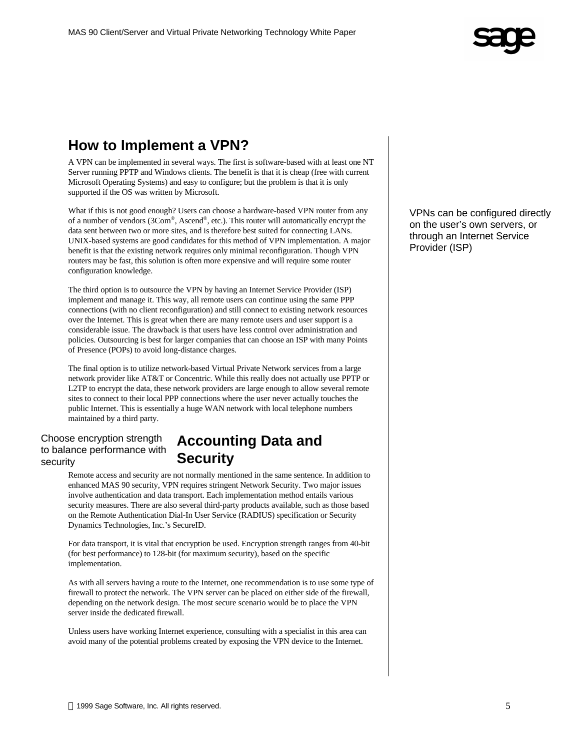## How to Implement a VPN?

A VPN can be implemented in several ways. The first is software-based with at least one NT Server running PPTP and Windows clients. The benefit is that it is cheap (free with current Microsoft Operating Systems) and easy to configure; but the problem is that it is only supported if the OS was written by Microsoft.

VPNs can be configured directly on the user's own servers, or through an Internet Service Provider (ISP)

What if this is not good enough? Users can choose a hardware-based VPN router from any of a number of vendors (3Com®, Ascend®, etc.). This router will automatically encrypt the data sent between two or more sites, and is therefore best suited for connecting LANs. UNIX-based systems are good candidates for this method of VPN implementation. A major benefit is that the existing network requires only minimal reconfiguration. Though VPN routers may be fast, this solution is often more expensive and will require some router configuration knowledge.

The third option is to outsource the VPN by having an Internet Service Provider (ISP) implement and manage it. This way, all remote users can continue using the same PPP connections (with no client reconfiguration) and still connect to existing network resources over the Internet. This is great when there are many remote users and user support is a considerable issue. The drawback is that users have less control over administration and policies. Outsourcing is best for larger companies that can choose an ISP with many Points of Presence (POPs) to avoid long-distance charges.

The final option is to utilize network-based Virtual Private Network services from a large network provider like AT&T or Concentric. While this really does not actually use PPTP or L2TP to encrypt the data, these network providers are large enough to allow several remote sites to connect to their local PPP connections where the user never actually touches the public Internet. This is essentially a huge WAN network with local telephone numbers maintained by a third party.

## Accounting Data and Security

Choose encryption strength to balance performance with security

Remote access and security are not normally mentioned in the same sentence. In addition to enhanced MAS 90 security, VPN requires stringent Network Security. Two major issues involve authentication and data transport. Each implementation method entails various security measures. There are also several third-party products available, such as those based on the Remote Authentication Dial-In User Service (RADIUS) specification or Security Dynamics Technologies, Inc.'s SecureID.

For data transport, it is vital that encryption be used. Encryption strength ranges from 40-bit (for best performance) to 128-bit (for maximum security), based on the specific implementation.

As with all servers having a route to the Internet, one recommendation is to use some type of firewall to protect the network. The VPN server can be placed on either side of the firewall, depending on the network design. The most secure scenario would be to place the VPN server inside the dedicated firewall.

Unless users have working Internet experience, consulting with a specialist in this area can avoid many of the potential problems created by exposing the VPN device to the Internet.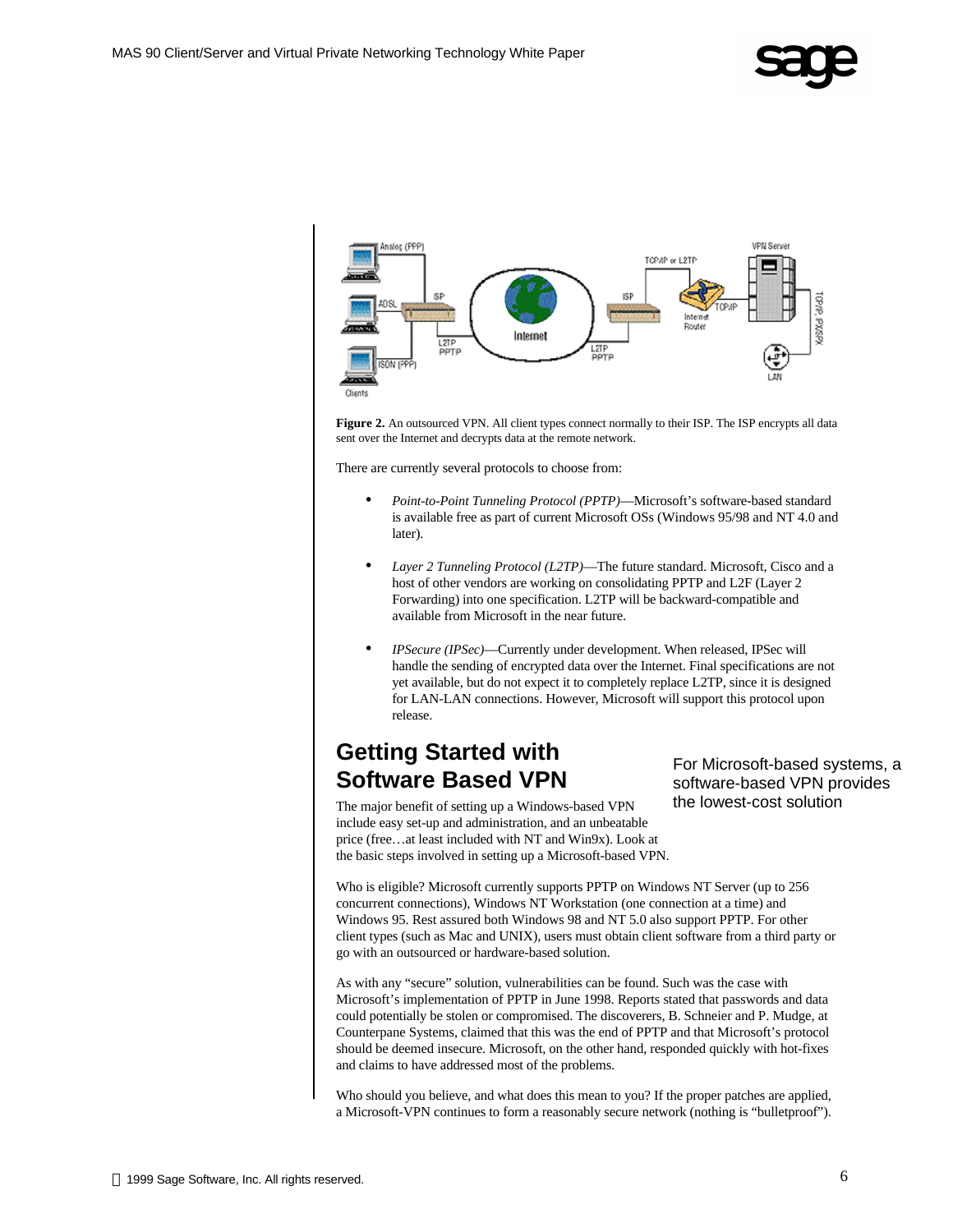**Figure 2.** An outsourced VPN. All client types connect normally to their ISP. The ISP encrypts all data sent over the Internet and decrypts data at the remote network.

There are currently several protocols to choose from:

- *Point-to-Point Tunneling Protocol (PPTP)*—Microsoft's software-based standard is available free as part of current Microsoft OSs (Windows 95/98 and NT 4.0 and later).
- *Layer 2 Tunneling Protocol (L2TP)*—The future standard. Microsoft, Cisco and a host of other vendors are working on consolidating PPTP and L2F (Layer 2 Forwarding) into one specification. L2TP will be backward-compatible and available from Microsoft in the near future.
- *IPSecure (IPSec)*—Currently under development. When released, IPSec will handle the sending of encrypted data over the Internet. Final specifications are not yet available, but do not expect it to completely replace L2TP, since it is designed for LAN-LAN connections. However, Microsoft will support this protocol upon release.

## Getting Started with Software Based VPN

For Microsoft-based systems, a software-based VPN provides the lowest-cost solution

The major benefit of setting up a Windows-based VPN include easy set-up and administration, and an unbeatable price (free…at least included with NT and Win9x). Look at the basic steps involved in setting up a Microsoft-based VPN.

Who is eligible? Microsoft currently supports PPTP on Windows NT Server (up to 256 concurrent connections), Windows NT Workstation (one connection at a time) and Windows 95. Rest assured both Windows 98 and NT 5.0 also support PPTP. For other client types (such as Mac and UNIX), users must obtain client software from a third party or go with an outsourced or hardware-based solution.

As with any "secure" solution, vulnerabilities can be found. Such was the case with Microsoft's implementation of PPTP in June 1998. Reports stated that passwords and data could potentially be stolen or compromised. The discoverers, B. Schneier and P. Mudge, at Counterpane Systems, claimed that this was the end of PPTP and that Microsoft's protocol should be deemed insecure. Microsoft, on the other hand, responded quickly with hot-fixes and claims to have addressed most of the problems.

Who should you believe, and what does this mean to you? If the proper patches are applied, a Microsoft-VPN continues to form a reasonably secure network (nothing is "bulletproof").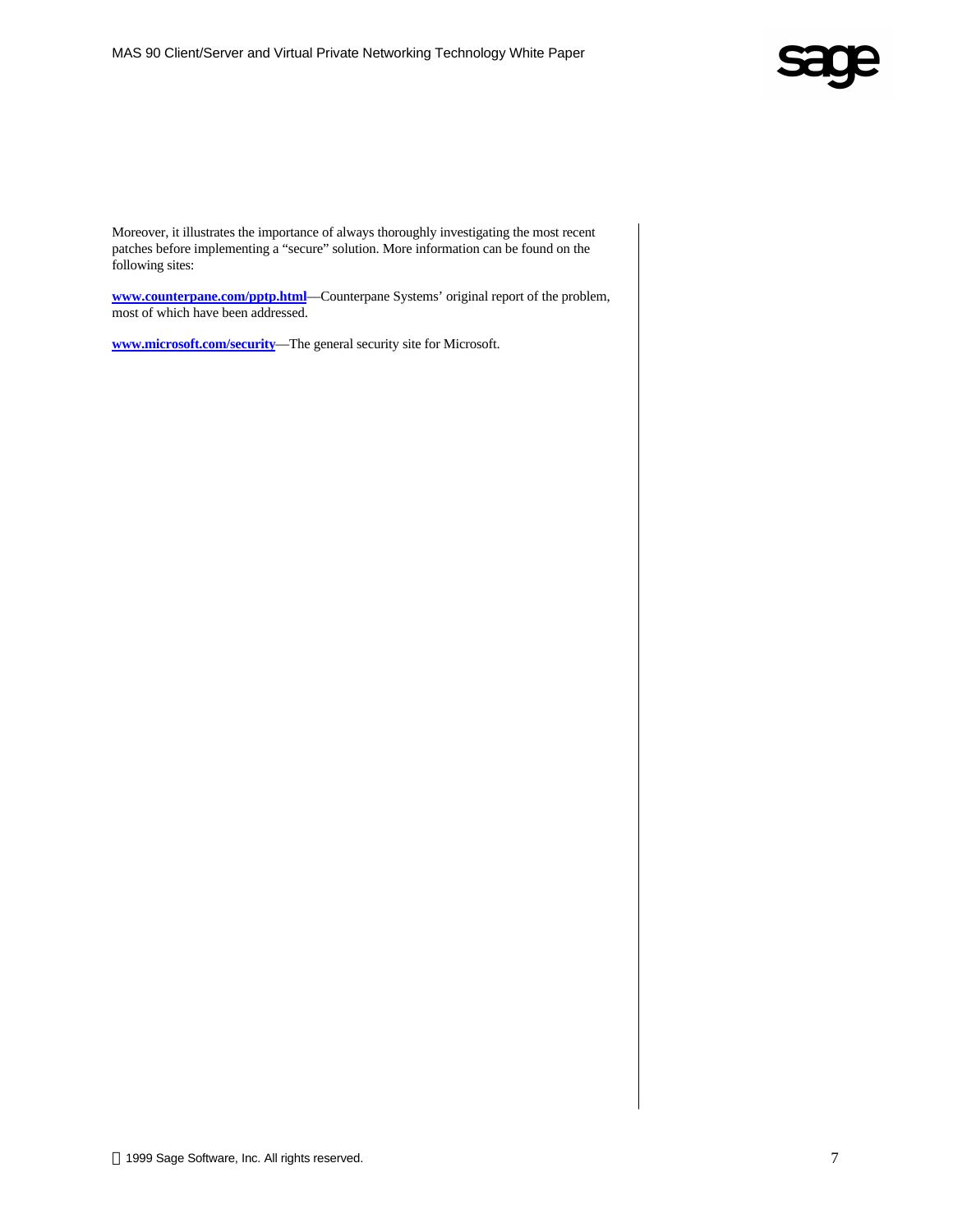Moreover, it illustrates the importance of always thoroughly investigating the most recent patches before implementing a "secure" solution. More information can be found on the following sites:

**www.counterpane.com/pptp.html**—Counterpane Systems' original report of the problem, most of which have been addressed.

**www.microsoft.com/security**—The general security site for Microsoft.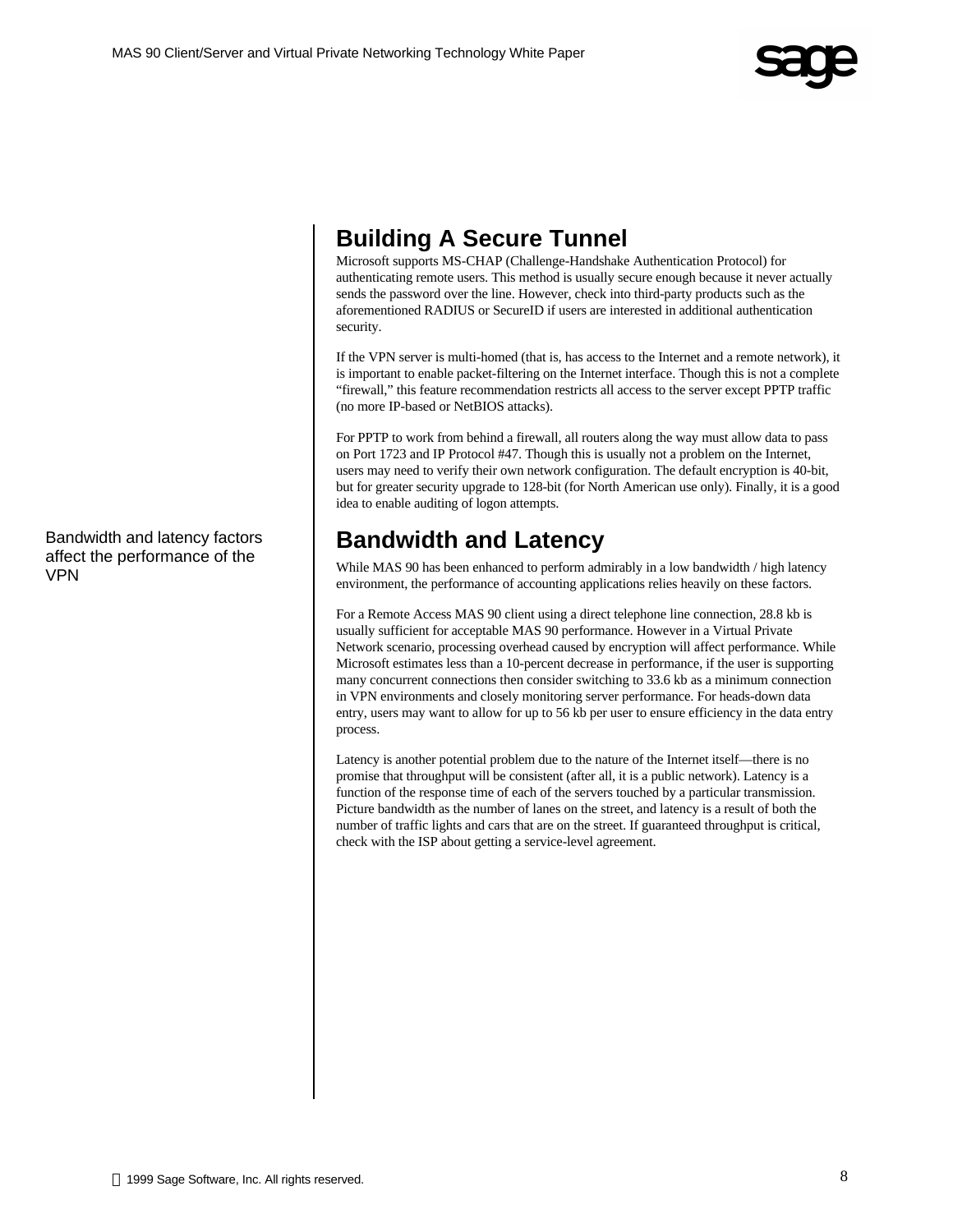## Building A Secure Tunnel

Microsoft supports MS-CHAP (Challenge-Handshake Authentication Protocol) for authenticating remote users. This method is usually secure enough because it never actually sends the password over the line. However, check into third-party products such as the aforementioned RADIUS or SecureID if users are interested in additional authentication security.

If the VPN server is multi-homed (that is, has access to the Internet and a remote network), it is important to enable packet-filtering on the Internet interface. Though this is not a complete "firewall," this feature recommendation restricts all access to the server except PPTP traffic (no more IP-based or NetBIOS attacks).

For PPTP to work from behind a firewall, all routers along the way must allow data to pass on Port 1723 and IP Protocol #47. Though this is usually not a problem on the Internet, users may need to verify their own network configuration. The default encryption is 40-bit, but for greater security upgrade to 128-bit (for North American use only). Finally, it is a good idea to enable auditing of logon attempts.

Bandwidth and latency factors affect the performance of the VPN

## Bandwidth and Latency

While MAS 90 has been enhanced to perform admirably in a low bandwidth / high latency environment, the performance of accounting applications relies heavily on these factors.

For a Remote Access MAS 90 client using a direct telephone line connection, 28.8 kb is usually sufficient for acceptable MAS 90 performance. However in a Virtual Private Network scenario, processing overhead caused by encryption will affect performance. While Microsoft estimates less than a 10-percent decrease in performance, if the user is supporting many concurrent connections then consider switching to 33.6 kb as a minimum connection in VPN environments and closely monitoring server performance. For heads-down data entry, users may want to allow for up to 56 kb per user to ensure efficiency in the data entry process.

Latency is another potential problem due to the nature of the Internet itself—there is no promise that throughput will be consistent (after all, it is a public network). Latency is a function of the response time of each of the servers touched by a particular transmission. Picture bandwidth as the number of lanes on the street, and latency is a result of both the number of traffic lights and cars that are on the street. If guaranteed throughput is critical, check with the ISP about getting a service-level agreement.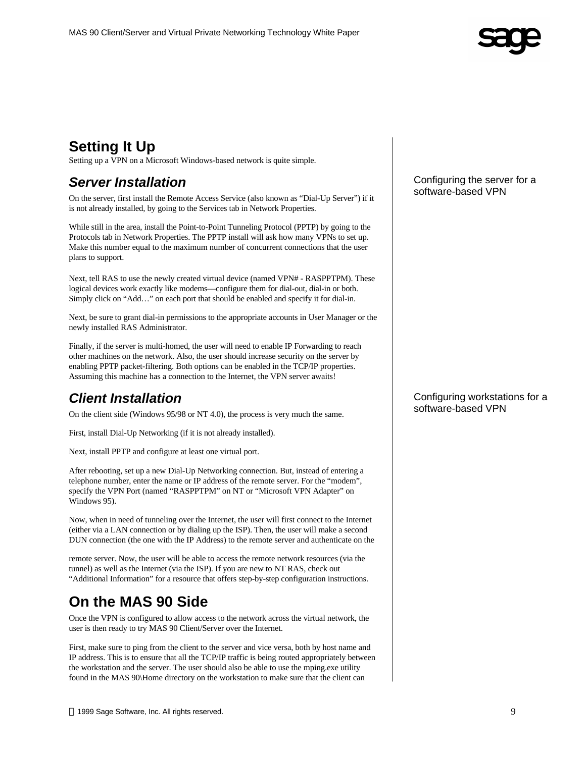## Setting It Up

Setting up a VPN on a Microsoft Windows-based network is quite simple.

### Server Installation

Configuring the server for a software-based VPN

On the server, first install the Remote Access Service (also known as "Dial-Up Server") if it is not already installed, by going to the Services tab in Network Properties.

While still in the area, install the Point-to-Point Tunneling Protocol (PPTP) by going to the Protocols tab in Network Properties. The PPTP install will ask how many VPNs to set up. Make this number equal to the maximum number of concurrent connections that the user plans to support.

Next, tell RAS to use the newly created virtual device (named VPN# - RASPPTPM). These logical devices work exactly like modems—configure them for dial-out, dial-in or both. Simply click on "Add…" on each port that should be enabled and specify it for dial-in.

Next, be sure to grant dial-in permissions to the appropriate accounts in User Manager or the newly installed RAS Administrator.

Finally, if the server is multi-homed, the user will need to enable IP Forwarding to reach other machines on the network. Also, the user should increase security on the server by enabling PPTP packet-filtering. Both options can be enabled in the TCP/IP properties. Assuming this machine has a connection to the Internet, the VPN server awaits!

### Client Installation

Configuring workstations for a software-based VPN

On the client side (Windows 95/98 or NT 4.0), the process is very much the same.

First, install Dial-Up Networking (if it is not already installed).

Next, install PPTP and configure at least one virtual port.

After rebooting, set up a new Dial-Up Networking connection. But, instead of entering a telephone number, enter the name or IP address of the remote server. For the "modem", specify the VPN Port (named "RASPPTPM" on NT or "Microsoft VPN Adapter" on Windows 95).

Now, when in need of tunneling over the Internet, the user will first connect to the Internet (either via a LAN connection or by dialing up the ISP). Then, the user will make a second DUN connection (the one with the IP Address) to the remote server and authenticate on the remote server. Now, the user will be able to access the remote network resources (via the tunnel) as well as the Internet (via the ISP). If you are new to NT RAS, check out "Additional Information" for a resource that offers step-by-step configuration instructions.

## On the MAS 90 Side

Once the VPN is configured to allow access to the network across the virtual network, the user is then ready to try MAS 90 Client/Server over the Internet.

First, make sure to ping from the client to the server and vice versa, both by host name and IP address. This is to ensure that all the TCP/IP traffic is being routed appropriately between the workstation and the server. The user should also be able to use the mping.exe utility found in the MAS 90\Home directory on the workstation to make sure that the client can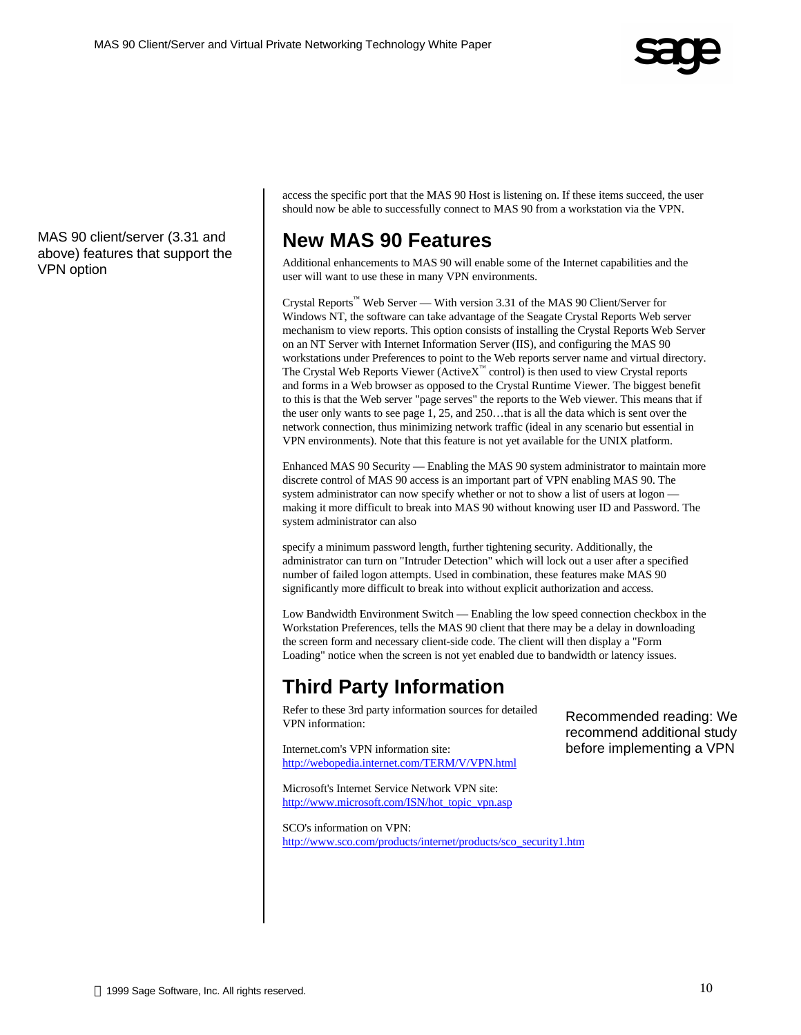access the specific port that the MAS 90 Host is listening on. If these items succeed, the user should now be able to successfully connect to MAS 90 from a workstation via the VPN.

MAS 90 client/server (3.31 and above) features that support the VPN option

## New MAS 90 Features

Additional enhancements to MAS 90 will enable some of the Internet capabilities and the user will want to use these in many VPN environments.

Crystal Reports™ Web Server — With version 3.31 of the MAS 90 Client/Server for Windows NT, the software can take advantage of the Seagate Crystal Reports Web server mechanism to view reports. This option consists of installing the Crystal Reports Web Server on an NT Server with Internet Information Server (IIS), and configuring the MAS 90 workstations under Preferences to point to the Web reports server name and virtual directory. The Crystal Web Reports Viewer (ActiveX™ control) is then used to view Crystal reports and forms in a Web browser as opposed to the Crystal Runtime Viewer. The biggest benefit to this is that the Web server "page serves" the reports to the Web viewer. This means that if the user only wants to see page 1, 25, and 250…that is all the data which is sent over the network connection, thus minimizing network traffic (ideal in any scenario but essential in VPN environments). Note that this feature is not yet available for the UNIX platform.

Enhanced MAS 90 Security — Enabling the MAS 90 system administrator to maintain more discrete control of MAS 90 access is an important part of VPN enabling MAS 90. The system administrator can now specify whether or not to show a list of users at logon — making it more difficult to break into MAS 90 without knowing user ID and Password. The system administrator can also

specify a minimum password length, further tightening security. Additionally, the administrator can turn on "Intruder Detection" which will lock out a user after a specified number of failed logon attempts. Used in combination, these features make MAS 90 significantly more difficult to break into without explicit authorization and access.

Low Bandwidth Environment Switch — Enabling the low speed connection checkbox in the Workstation Preferences, tells the MAS 90 client that there may be a delay in downloading the screen form and necessary client-side code. The client will then display a "Form Loading" notice when the screen is not yet enabled due to bandwidth or latency issues.

## Third Party Information

Recommended reading: We recommend additional study before implementing a VPN

Refer to these 3rd party information sources for detailed VPN information:

Internet.com's VPN information site:
http://webopedia.internet.com/TERM/V/VPN.html

Microsoft's Internet Service Network VPN site:
http://www.microsoft.com/ISN/hot_topic_vpn.asp

SCO's information on VPN:
http://www.sco.com/products/internet/products/sco_security1.htm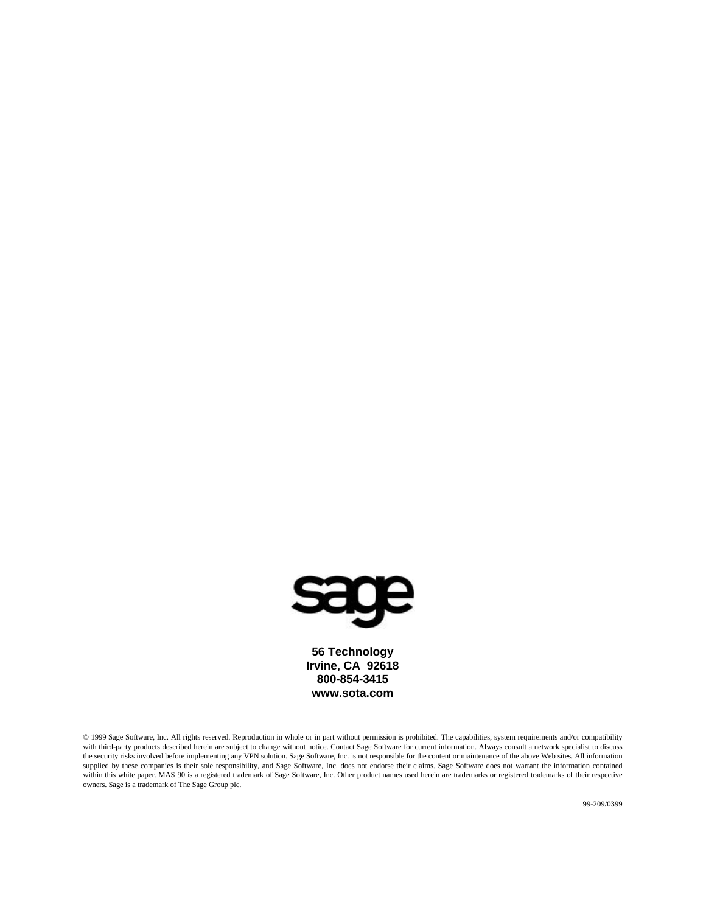sage

**56 Technology**
**Irvine, CA 92618**
**800-854-3415**
**www.sota.com**

© 1999 Sage Software, Inc. All rights reserved. Reproduction in whole or in part without permission is prohibited. The capabilities, system requirements and/or compatibility with third-party products described herein are subject to change without notice. Contact Sage Software for current information. Always consult a network specialist to discuss the security risks involved before implementing any VPN solution. Sage Software, Inc. is not responsible for the content or maintenance of the above Web sites. All information supplied by these companies is their sole responsibility, and Sage Software, Inc. does not endorse their claims. Sage Software does not warrant the information contained within this white paper. MAS 90 is a registered trademark of Sage Software, Inc. Other product names used herein are trademarks or registered trademarks of their respective owners. Sage is a trademark of The Sage Group plc.

99-209/0399